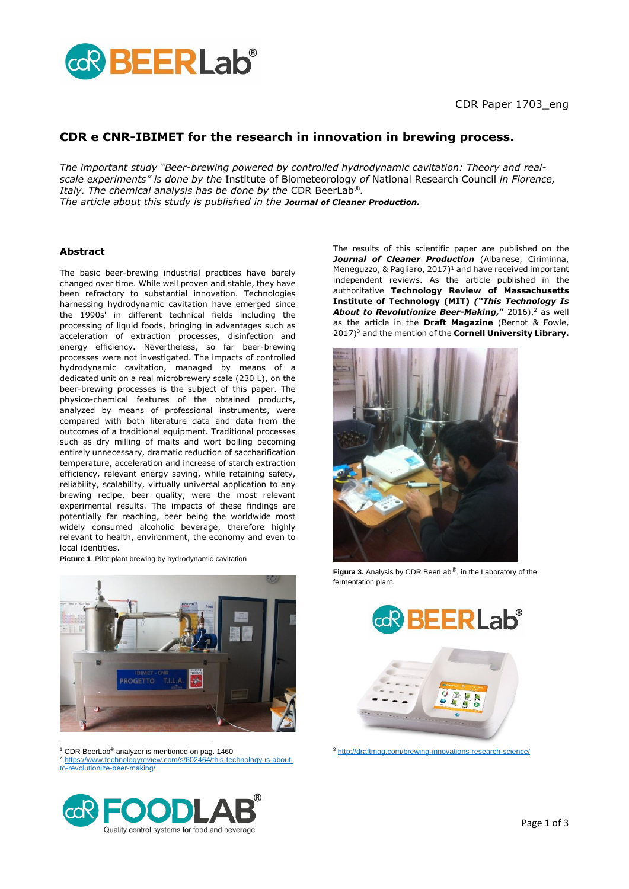CDR Paper 1703_eng

## CDR e CNR-IBIMET for the research in innovation in brewing process.

*The important study "Beer-brewing powered by controlled hydrodynamic cavitation: Theory and real-scale experiments" is done by the* Institute of Biometeorology *of* National Research Council *in Florence, Italy. The chemical analysis has be done by the* CDR BeerLab®*.*
*The article about this study is published in the* ***Journal of Cleaner Production.***

### Abstract

The basic beer-brewing industrial practices have barely changed over time. While well proven and stable, they have been refractory to substantial innovation. Technologies harnessing hydrodynamic cavitation have emerged since the 1990s' in different technical fields including the processing of liquid foods, bringing in advantages such as acceleration of extraction processes, disinfection and energy efficiency. Nevertheless, so far beer-brewing processes were not investigated. The impacts of controlled hydrodynamic cavitation, managed by means of a dedicated unit on a real microbrewery scale (230 L), on the beer-brewing processes is the subject of this paper. The physico-chemical features of the obtained products, analyzed by means of professional instruments, were compared with both literature data and data from the outcomes of a traditional equipment. Traditional processes such as dry milling of malts and wort boiling becoming entirely unnecessary, dramatic reduction of saccharification temperature, acceleration and increase of starch extraction efficiency, relevant energy saving, while retaining safety, reliability, scalability, virtually universal application to any brewing recipe, beer quality, were the most relevant experimental results. The impacts of these findings are potentially far reaching, beer being the worldwide most widely consumed alcoholic beverage, therefore highly relevant to health, environment, the economy and even to local identities.

**Picture 1**. Pilot plant brewing by hydrodynamic cavitation

The results of this scientific paper are published on the ***Journal of Cleaner Production*** (Albanese, Ciriminna, Meneguzzo, & Pagliaro, 2017)[1] and have received important independent reviews. As the article published in the authoritative **Technology Review of Massachusetts Institute of Technology (MIT)** ***("This Technology Is About to Revolutionize Beer-Making,"*** 2016),[2] as well as the article in the **Draft Magazine** (Bernot & Fowle, 2017)[3] and the mention of the **Cornell University Library.**

**Figura 3.** Analysis by CDR BeerLab®, in the Laboratory of the fermentation plant.

[1] CDR BeerLab® analyzer is mentioned on pag. 1460
[2] https://www.technologyreview.com/s/602464/this-technology-is-about-to-revolutionize-beer-making/
[3] http://draftmag.com/brewing-innovations-research-science/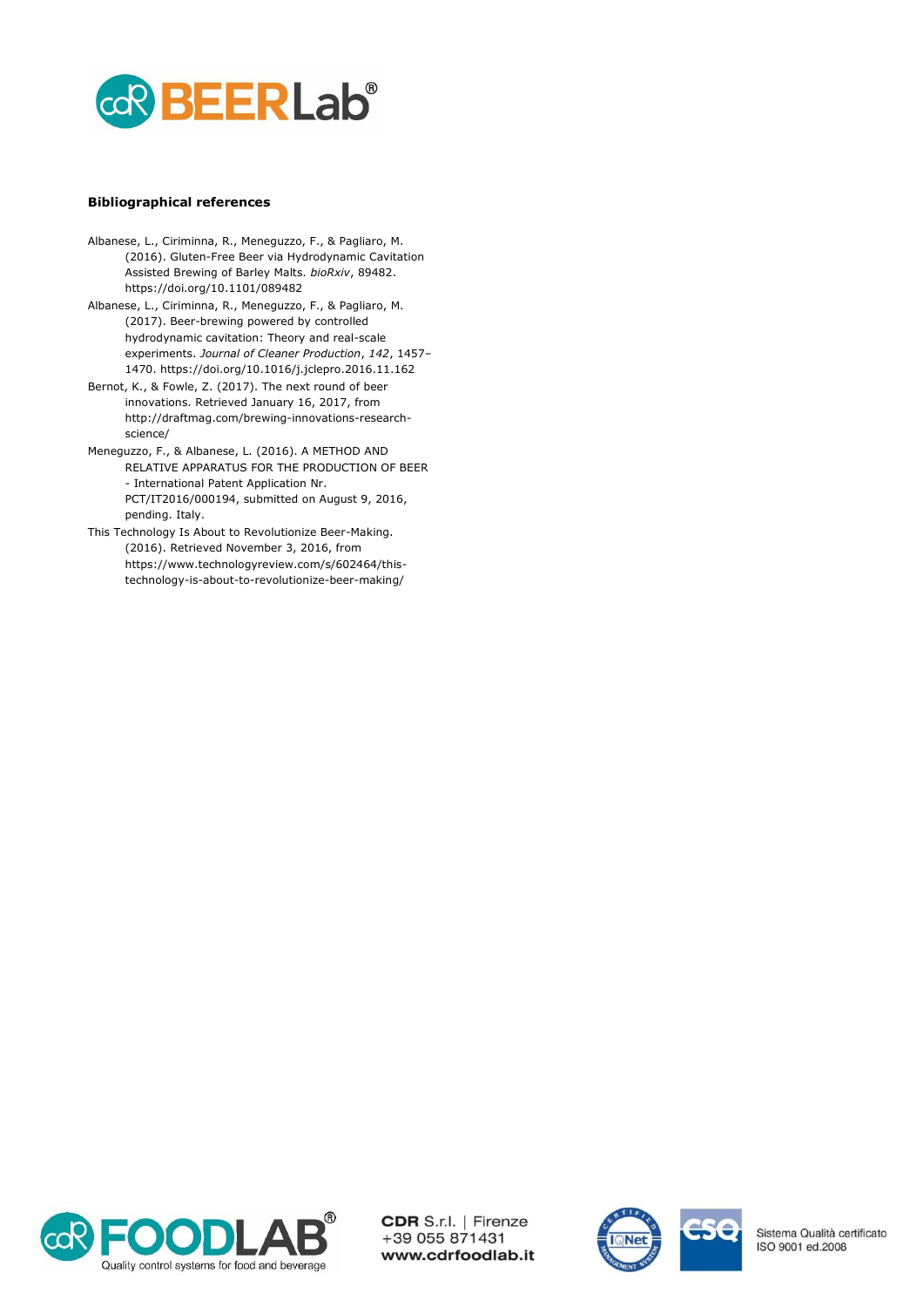**Bibliographical references**

Albanese, L., Ciriminna, R., Meneguzzo, F., & Pagliaro, M. (2016). Gluten-Free Beer via Hydrodynamic Cavitation Assisted Brewing of Barley Malts. *bioRxiv*, 89482. https://doi.org/10.1101/089482

Albanese, L., Ciriminna, R., Meneguzzo, F., & Pagliaro, M. (2017). Beer-brewing powered by controlled hydrodynamic cavitation: Theory and real-scale experiments. *Journal of Cleaner Production*, *142*, 1457–1470. https://doi.org/10.1016/j.jclepro.2016.11.162

Bernot, K., & Fowle, Z. (2017). The next round of beer innovations. Retrieved January 16, 2017, from http://draftmag.com/brewing-innovations-research-science/

Meneguzzo, F., & Albanese, L. (2016). A METHOD AND RELATIVE APPARATUS FOR THE PRODUCTION OF BEER - International Patent Application Nr. PCT/IT2016/000194, submitted on August 9, 2016, pending. Italy.

This Technology Is About to Revolutionize Beer-Making. (2016). Retrieved November 3, 2016, from https://www.technologyreview.com/s/602464/this-technology-is-about-to-revolutionize-beer-making/